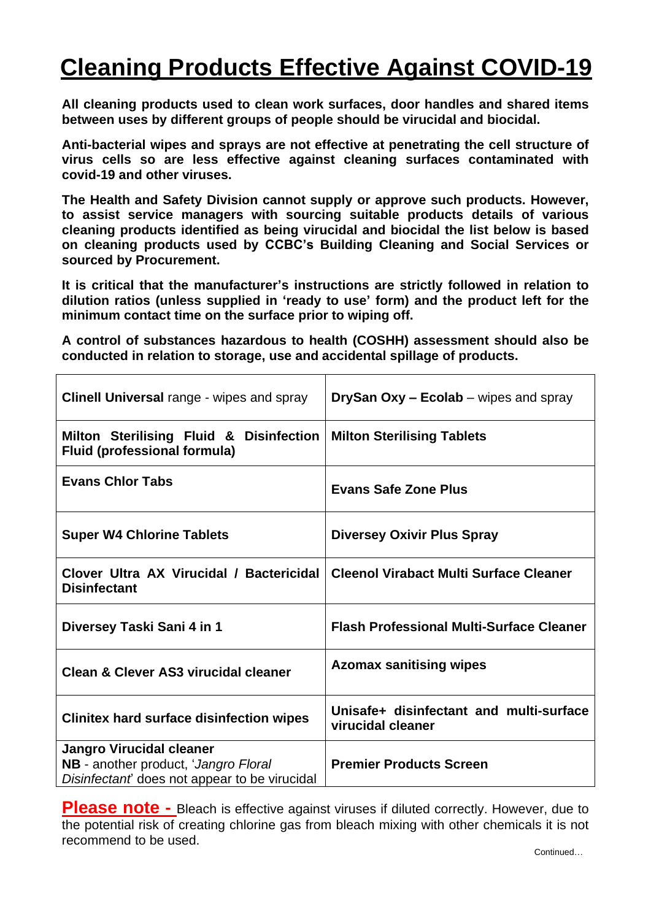# Cleaning Products Effective Against COVID-19

**All cleaning products used to clean work surfaces, door handles and shared items between uses by different groups of people should be virucidal and biocidal.**

**Anti-bacterial wipes and sprays are not effective at penetrating the cell structure of virus cells so are less effective against cleaning surfaces contaminated with covid-19 and other viruses.**

**The Health and Safety Division cannot supply or approve such products. However, to assist service managers with sourcing suitable products details of various cleaning products identified as being virucidal and biocidal the list below is based on cleaning products used by CCBC's Building Cleaning and Social Services or sourced by Procurement.**

**It is critical that the manufacturer's instructions are strictly followed in relation to dilution ratios (unless supplied in 'ready to use' form) and the product left for the minimum contact time on the surface prior to wiping off.**

**A control of substances hazardous to health (COSHH) assessment should also be conducted in relation to storage, use and accidental spillage of products.**

| | |
|---|---|
| **Clinell Universal** range - wipes and spray | **DrySan Oxy – Ecolab** – wipes and spray |
| **Milton Sterilising Fluid & Disinfection Fluid (professional formula)** | **Milton Sterilising Tablets** |
| **Evans Chlor Tabs** | **Evans Safe Zone Plus** |
| **Super W4 Chlorine Tablets** | **Diversey Oxivir Plus Spray** |
| **Clover Ultra AX Virucidal / Bactericidal Disinfectant** | **Cleenol Virabact Multi Surface Cleaner** |
| **Diversey Taski Sani 4 in 1** | **Flash Professional Multi-Surface Cleaner** |
| **Clean & Clever AS3 virucidal cleaner** | **Azomax sanitising wipes** |
| **Clinitex hard surface disinfection wipes** | **Unisafe+ disinfectant and multi-surface virucidal cleaner** |
| **Jangro Virucidal cleaner** **NB** - another product, '*Jangro Floral Disinfectant*' does not appear to be virucidal | **Premier Products Screen** |

**Please note -** Bleach is effective against viruses if diluted correctly. However, due to the potential risk of creating chlorine gas from bleach mixing with other chemicals it is not recommend to be used.

Continued…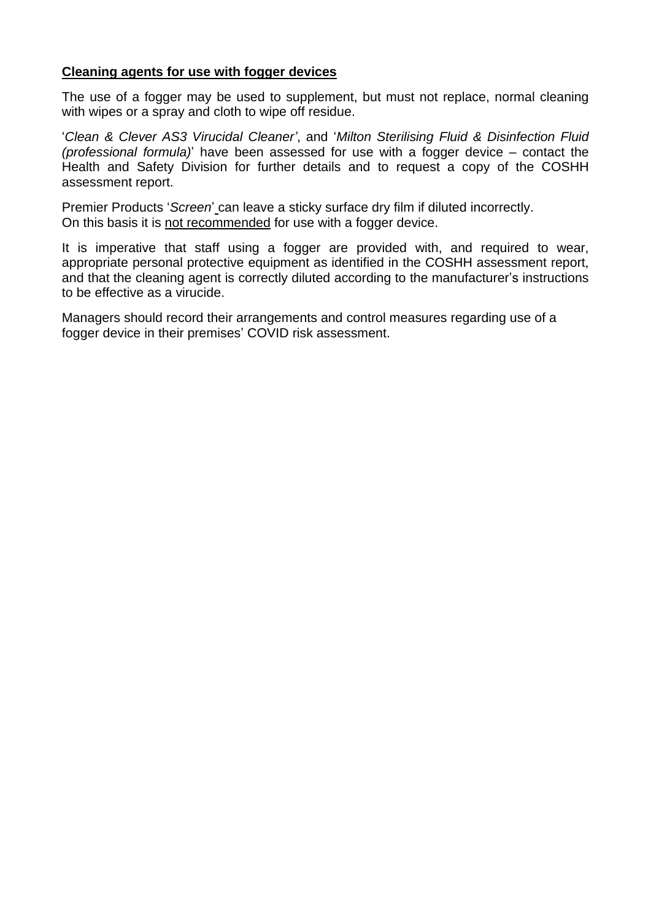**<u>Cleaning agents for use with fogger devices</u>**

The use of a fogger may be used to supplement, but must not replace, normal cleaning with wipes or a spray and cloth to wipe off residue.

'*Clean & Clever AS3 Virucidal Cleaner'*, and '*Milton Sterilising Fluid & Disinfection Fluid (professional formula)*' have been assessed for use with a fogger device – contact the Health and Safety Division for further details and to request a copy of the COSHH assessment report.

Premier Products '*Screen*' can leave a sticky surface dry film if diluted incorrectly.
On this basis it is <u>not recommended</u> for use with a fogger device.

It is imperative that staff using a fogger are provided with, and required to wear, appropriate personal protective equipment as identified in the COSHH assessment report, and that the cleaning agent is correctly diluted according to the manufacturer's instructions to be effective as a virucide.

Managers should record their arrangements and control measures regarding use of a fogger device in their premises' COVID risk assessment.